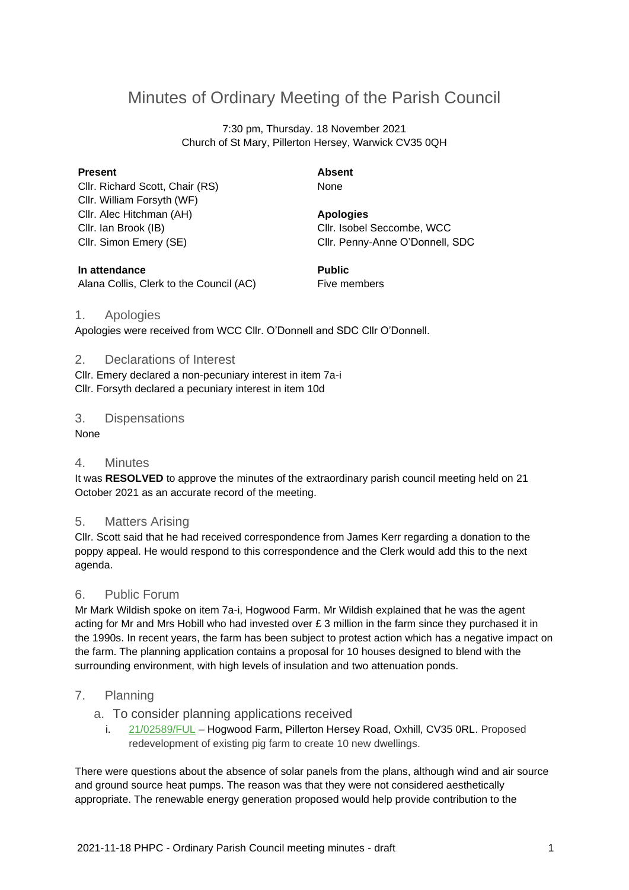# Minutes of Ordinary Meeting of the Parish Council

7:30 pm, Thursday. 18 November 2021
Church of St Mary, Pillerton Hersey, Warwick CV35 0QH

**Present**
Cllr. Richard Scott, Chair (RS)
Cllr. William Forsyth (WF)
Cllr. Alec Hitchman (AH)
Cllr. Ian Brook (IB)
Cllr. Simon Emery (SE)

**Absent**
None

**Apologies**
Cllr. Isobel Seccombe, WCC
Cllr. Penny-Anne O'Donnell, SDC

**In attendance**
Alana Collis, Clerk to the Council (AC)

**Public**
Five members

## 1. Apologies

Apologies were received from WCC Cllr. O'Donnell and SDC Cllr O'Donnell.

## 2. Declarations of Interest

Cllr. Emery declared a non-pecuniary interest in item 7a-i
Cllr. Forsyth declared a pecuniary interest in item 10d

## 3. Dispensations

None

## 4. Minutes

It was **RESOLVED** to approve the minutes of the extraordinary parish council meeting held on 21 October 2021 as an accurate record of the meeting.

## 5. Matters Arising

Cllr. Scott said that he had received correspondence from James Kerr regarding a donation to the poppy appeal. He would respond to this correspondence and the Clerk would add this to the next agenda.

## 6. Public Forum

Mr Mark Wildish spoke on item 7a-i, Hogwood Farm. Mr Wildish explained that he was the agent acting for Mr and Mrs Hobill who had invested over £ 3 million in the farm since they purchased it in the 1990s. In recent years, the farm has been subject to protest action which has a negative impact on the farm. The planning application contains a proposal for 10 houses designed to blend with the surrounding environment, with high levels of insulation and two attenuation ponds.

## 7. Planning

### a. To consider planning applications received

i. 21/02589/FUL – Hogwood Farm, Pillerton Hersey Road, Oxhill, CV35 0RL. Proposed redevelopment of existing pig farm to create 10 new dwellings.

There were questions about the absence of solar panels from the plans, although wind and air source and ground source heat pumps. The reason was that they were not considered aesthetically appropriate. The renewable energy generation proposed would help provide contribution to the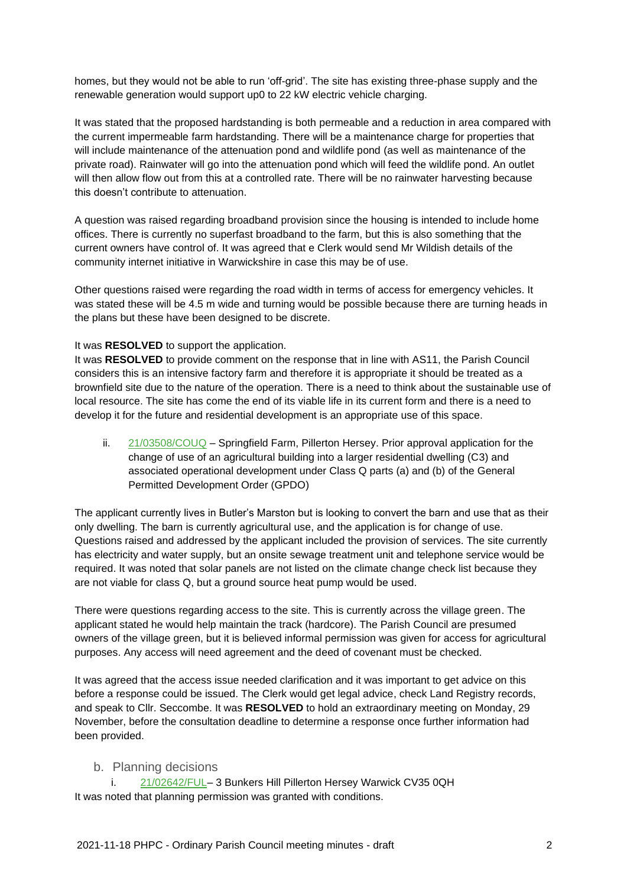homes, but they would not be able to run 'off-grid'. The site has existing three-phase supply and the renewable generation would support up0 to 22 kW electric vehicle charging.

It was stated that the proposed hardstanding is both permeable and a reduction in area compared with the current impermeable farm hardstanding. There will be a maintenance charge for properties that will include maintenance of the attenuation pond and wildlife pond (as well as maintenance of the private road). Rainwater will go into the attenuation pond which will feed the wildlife pond. An outlet will then allow flow out from this at a controlled rate. There will be no rainwater harvesting because this doesn't contribute to attenuation.

A question was raised regarding broadband provision since the housing is intended to include home offices. There is currently no superfast broadband to the farm, but this is also something that the current owners have control of. It was agreed that e Clerk would send Mr Wildish details of the community internet initiative in Warwickshire in case this may be of use.

Other questions raised were regarding the road width in terms of access for emergency vehicles. It was stated these will be 4.5 m wide and turning would be possible because there are turning heads in the plans but these have been designed to be discrete.

It was **RESOLVED** to support the application.
It was **RESOLVED** to provide comment on the response that in line with AS11, the Parish Council considers this is an intensive factory farm and therefore it is appropriate it should be treated as a brownfield site due to the nature of the operation. There is a need to think about the sustainable use of local resource. The site has come the end of its viable life in its current form and there is a need to develop it for the future and residential development is an appropriate use of this space.

ii. 21/03508/COUQ – Springfield Farm, Pillerton Hersey. Prior approval application for the change of use of an agricultural building into a larger residential dwelling (C3) and associated operational development under Class Q parts (a) and (b) of the General Permitted Development Order (GPDO)

The applicant currently lives in Butler's Marston but is looking to convert the barn and use that as their only dwelling. The barn is currently agricultural use, and the application is for change of use. Questions raised and addressed by the applicant included the provision of services. The site currently has electricity and water supply, but an onsite sewage treatment unit and telephone service would be required. It was noted that solar panels are not listed on the climate change check list because they are not viable for class Q, but a ground source heat pump would be used.

There were questions regarding access to the site. This is currently across the village green. The applicant stated he would help maintain the track (hardcore). The Parish Council are presumed owners of the village green, but it is believed informal permission was given for access for agricultural purposes. Any access will need agreement and the deed of covenant must be checked.

It was agreed that the access issue needed clarification and it was important to get advice on this before a response could be issued. The Clerk would get legal advice, check Land Registry records, and speak to Cllr. Seccombe. It was **RESOLVED** to hold an extraordinary meeting on Monday, 29 November, before the consultation deadline to determine a response once further information had been provided.

## b. Planning decisions

i. 21/02642/FUL– 3 Bunkers Hill Pillerton Hersey Warwick CV35 0QH
It was noted that planning permission was granted with conditions.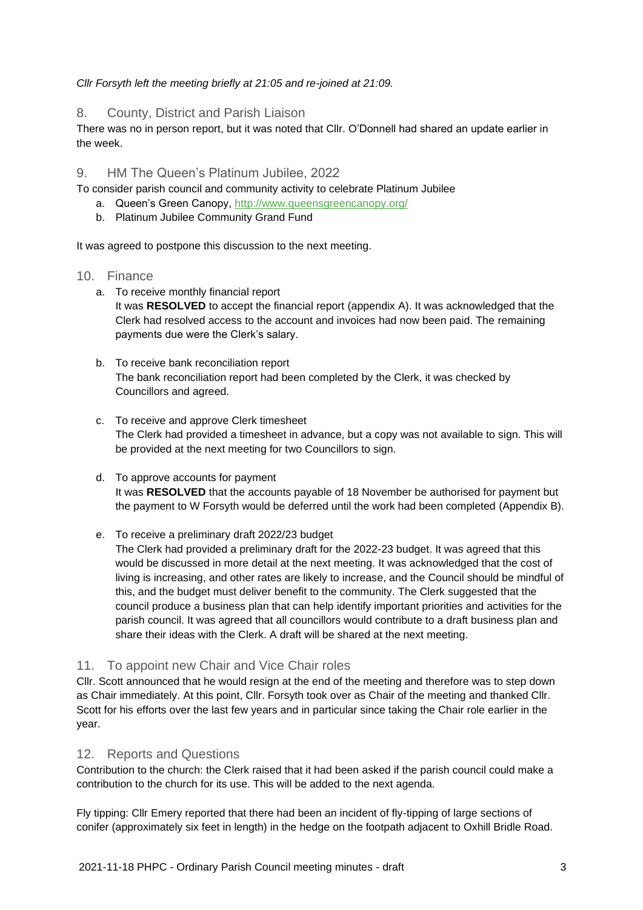*Cllr Forsyth left the meeting briefly at 21:05 and re-joined at 21:09.*

## 8. County, District and Parish Liaison

There was no in person report, but it was noted that Cllr. O'Donnell had shared an update earlier in the week.

## 9. HM The Queen's Platinum Jubilee, 2022

To consider parish council and community activity to celebrate Platinum Jubilee

a. Queen's Green Canopy, http://www.queensgreencanopy.org/
b. Platinum Jubilee Community Grand Fund

It was agreed to postpone this discussion to the next meeting.

## 10. Finance

a. To receive monthly financial report
   It was **RESOLVED** to accept the financial report (appendix A). It was acknowledged that the Clerk had resolved access to the account and invoices had now been paid. The remaining payments due were the Clerk's salary.

b. To receive bank reconciliation report
   The bank reconciliation report had been completed by the Clerk, it was checked by Councillors and agreed.

c. To receive and approve Clerk timesheet
   The Clerk had provided a timesheet in advance, but a copy was not available to sign. This will be provided at the next meeting for two Councillors to sign.

d. To approve accounts for payment
   It was **RESOLVED** that the accounts payable of 18 November be authorised for payment but the payment to W Forsyth would be deferred until the work had been completed (Appendix B).

e. To receive a preliminary draft 2022/23 budget
   The Clerk had provided a preliminary draft for the 2022-23 budget. It was agreed that this would be discussed in more detail at the next meeting. It was acknowledged that the cost of living is increasing, and other rates are likely to increase, and the Council should be mindful of this, and the budget must deliver benefit to the community. The Clerk suggested that the council produce a business plan that can help identify important priorities and activities for the parish council. It was agreed that all councillors would contribute to a draft business plan and share their ideas with the Clerk. A draft will be shared at the next meeting.

## 11. To appoint new Chair and Vice Chair roles

Cllr. Scott announced that he would resign at the end of the meeting and therefore was to step down as Chair immediately. At this point, Cllr. Forsyth took over as Chair of the meeting and thanked Cllr. Scott for his efforts over the last few years and in particular since taking the Chair role earlier in the year.

## 12. Reports and Questions

Contribution to the church: the Clerk raised that it had been asked if the parish council could make a contribution to the church for its use. This will be added to the next agenda.

Fly tipping: Cllr Emery reported that there had been an incident of fly-tipping of large sections of conifer (approximately six feet in length) in the hedge on the footpath adjacent to Oxhill Bridle Road.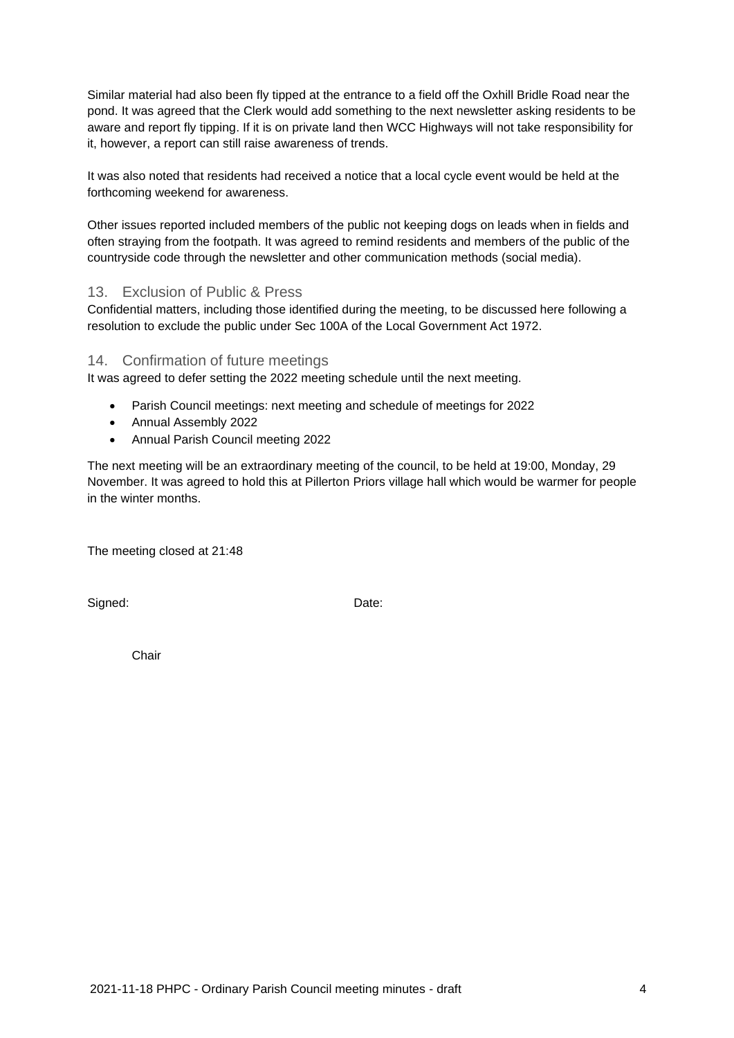Similar material had also been fly tipped at the entrance to a field off the Oxhill Bridle Road near the pond. It was agreed that the Clerk would add something to the next newsletter asking residents to be aware and report fly tipping. If it is on private land then WCC Highways will not take responsibility for it, however, a report can still raise awareness of trends.

It was also noted that residents had received a notice that a local cycle event would be held at the forthcoming weekend for awareness.

Other issues reported included members of the public not keeping dogs on leads when in fields and often straying from the footpath. It was agreed to remind residents and members of the public of the countryside code through the newsletter and other communication methods (social media).

## 13. Exclusion of Public & Press

Confidential matters, including those identified during the meeting, to be discussed here following a resolution to exclude the public under Sec 100A of the Local Government Act 1972.

## 14. Confirmation of future meetings

It was agreed to defer setting the 2022 meeting schedule until the next meeting.

- Parish Council meetings: next meeting and schedule of meetings for 2022
- Annual Assembly 2022
- Annual Parish Council meeting 2022

The next meeting will be an extraordinary meeting of the council, to be held at 19:00, Monday, 29 November. It was agreed to hold this at Pillerton Priors village hall which would be warmer for people in the winter months.

The meeting closed at 21:48

Signed: Date:

Chair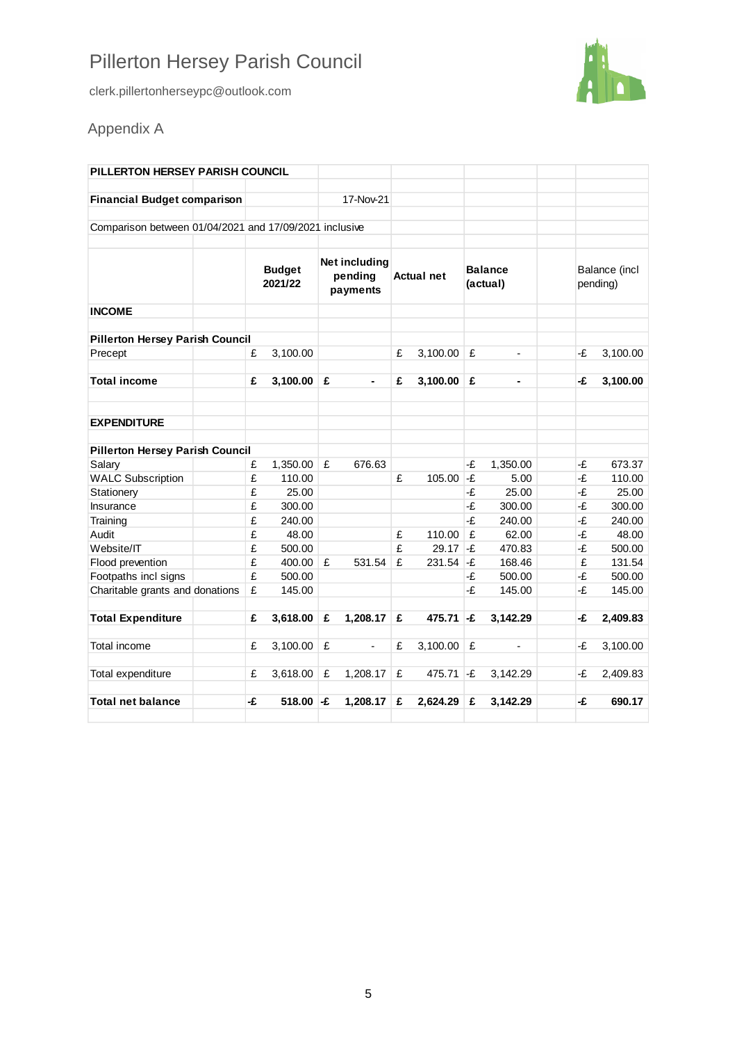# Pillerton Hersey Parish Council

clerk.pillertonherseypc@outlook.com

## Appendix A

**PILLERTON HERSEY PARISH COUNCIL**

**Financial Budget comparison** 17-Nov-21

Comparison between 01/04/2021 and 17/09/2021 inclusive

| | **Budget 2021/22** | **Net including pending payments** | **Actual net** | **Balance (actual)** | Balance (incl pending) |
|---|---|---|---|---|---|
| **INCOME** | | | | | |
| **Pillerton Hersey Parish Council** | | | | | |
| Precept | £ 3,100.00 | | £ 3,100.00 | £ - | -£ 3,100.00 |
| **Total income** | **£ 3,100.00** | **£ -** | **£ 3,100.00** | **£ -** | **-£ 3,100.00** |
| **EXPENDITURE** | | | | | |
| **Pillerton Hersey Parish Council** | | | | | |
| Salary | £ 1,350.00 | £ 676.63 | | -£ 1,350.00 | -£ 673.37 |
| WALC Subscription | £ 110.00 | | £ 105.00 | -£ 5.00 | -£ 110.00 |
| Stationery | £ 25.00 | | | -£ 25.00 | -£ 25.00 |
| Insurance | £ 300.00 | | | -£ 300.00 | -£ 300.00 |
| Training | £ 240.00 | | | -£ 240.00 | -£ 240.00 |
| Audit | £ 48.00 | | £ 110.00 | £ 62.00 | -£ 48.00 |
| Website/IT | £ 500.00 | | £ 29.17 | -£ 470.83 | -£ 500.00 |
| Flood prevention | £ 400.00 | £ 531.54 | £ 231.54 | -£ 168.46 | £ 131.54 |
| Footpaths incl signs | £ 500.00 | | | -£ 500.00 | -£ 500.00 |
| Charitable grants and donations | £ 145.00 | | | -£ 145.00 | -£ 145.00 |
| **Total Expenditure** | **£ 3,618.00** | **£ 1,208.17** | **£ 475.71** | **-£ 3,142.29** | **-£ 2,409.83** |
| Total income | £ 3,100.00 | £ - | £ 3,100.00 | £ - | -£ 3,100.00 |
| Total expenditure | £ 3,618.00 | £ 1,208.17 | £ 475.71 | -£ 3,142.29 | -£ 2,409.83 |
| **Total net balance** | **-£ 518.00** | **-£ 1,208.17** | **£ 2,624.29** | **£ 3,142.29** | **-£ 690.17** |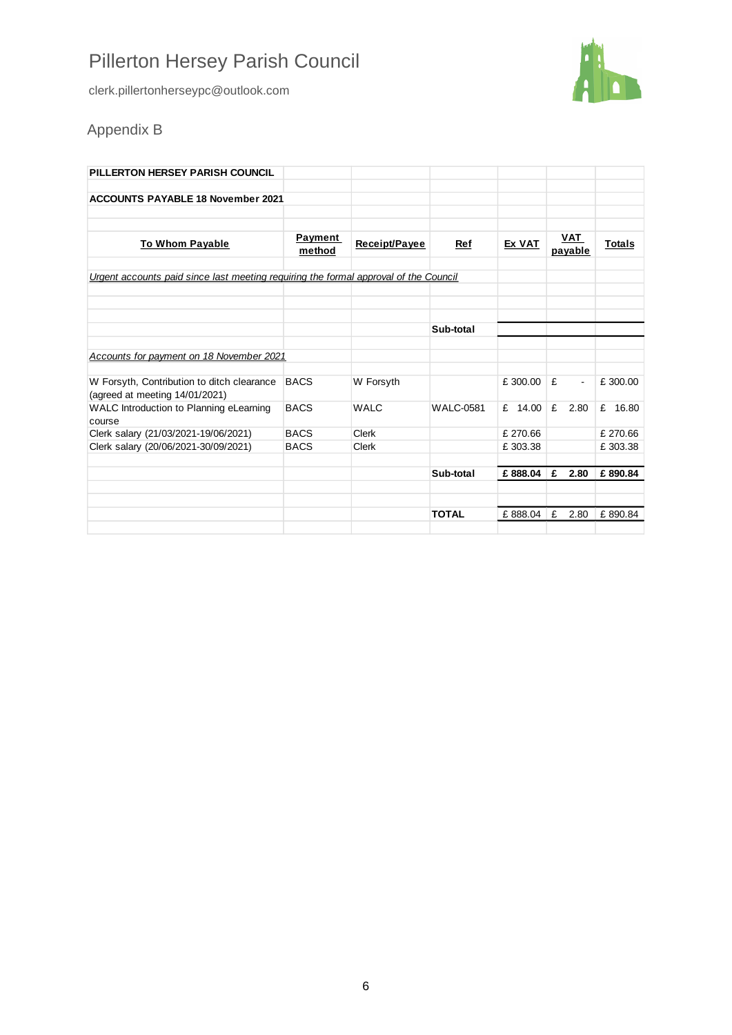Pillerton Hersey Parish Council

clerk.pillertonherseypc@outlook.com

## Appendix B

| | | | | | | |
|---|---|---|---|---|---|---|
| **PILLERTON HERSEY PARISH COUNCIL** | | | | | | |
| | | | | | | |
| **ACCOUNTS PAYABLE 18 November 2021** | | | | | | |
| | | | | | | |
| | | | | | | |
| **To Whom Payable** | **Payment method** | **Receipt/Payee** | **Ref** | **Ex VAT** | **VAT payable** | **Totals** |
| | | | | | | |
| *Urgent accounts paid since last meeting requiring the formal approval of the Council* | | | | | | |
| | | | | | | |
| | | | | | | |
| | | | | | | |
| | | | **Sub-total** | | | |
| | | | | | | |
| *Accounts for payment on 18 November 2021* | | | | | | |
| | | | | | | |
| W Forsyth, Contribution to ditch clearance (agreed at meeting 14/01/2021) | BACS | W Forsyth | | £ 300.00 | £ - | £ 300.00 |
| WALC Introduction to Planning eLearning course | BACS | WALC | WALC-0581 | £ 14.00 | £ 2.80 | £ 16.80 |
| Clerk salary (21/03/2021-19/06/2021) | BACS | Clerk | | £ 270.66 | | £ 270.66 |
| Clerk salary (20/06/2021-30/09/2021) | BACS | Clerk | | £ 303.38 | | £ 303.38 |
| | | | | | | |
| | | | **Sub-total** | **£ 888.04** | **£ 2.80** | **£ 890.84** |
| | | | | | | |
| | | | | | | |
| | | | **TOTAL** | £ 888.04 | £ 2.80 | £ 890.84 |